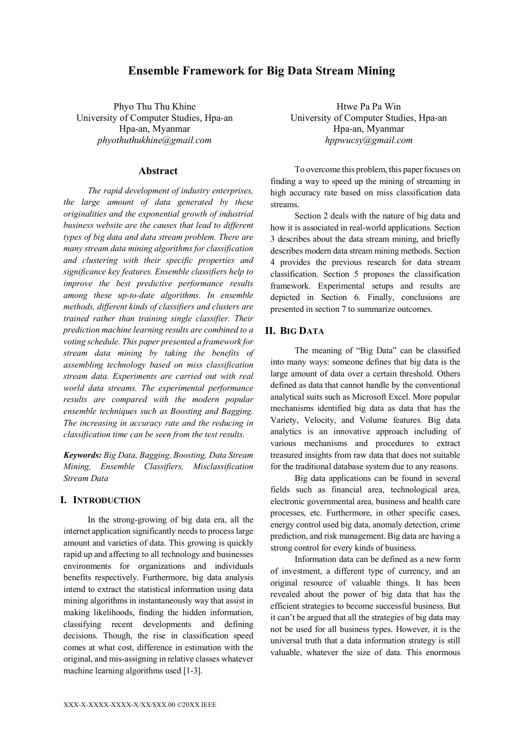# Ensemble Framework for Big Data Stream Mining

Phyo Thu Thu Khine
University of Computer Studies, Hpa-an
Hpa-an, Myanmar
*phyothuthukhine@gmail.com*

Htwe Pa Pa Win
University of Computer Studies, Hpa-an
Hpa-an, Myanmar
*hppwucsy@gmail.com*

## Abstract

*The rapid development of industry enterprises, the large amount of data generated by these originalities and the exponential growth of industrial business website are the causes that lead to different types of big data and data stream problem. There are many stream data mining algorithms for classification and clustering with their specific properties and significance key features. Ensemble classifiers help to improve the best predictive performance results among these up-to-date algorithms. In ensemble methods, different kinds of classifiers and clusters are trained rather than training single classifier. Their prediction machine learning results are combined to a voting schedule. This paper presented a framework for stream data mining by taking the benefits of assembling technology based on miss classification stream data. Experiments are carried out with real world data streams. The experimental performance results are compared with the modern popular ensemble techniques such as Boosting and Bagging. The increasing in accuracy rate and the reducing in classification time can be seen from the test results.*

***Keywords:*** *Big Data, Bagging, Boosting, Data Stream Mining, Ensemble Classifiers, Misclassification Stream Data*

## I. INTRODUCTION

In the strong-growing of big data era, all the internet application significantly needs to process large amount and varieties of data. This growing is quickly rapid up and affecting to all technology and businesses environments for organizations and individuals benefits respectively. Furthermore, big data analysis intend to extract the statistical information using data mining algorithms in instantaneously way that assist in making likelihoods, finding the hidden information, classifying recent developments and defining decisions. Though, the rise in classification speed comes at what cost, difference in estimation with the original, and mis-assigning in relative classes whatever machine learning algorithms used [1-3].

To overcome this problem, this paper focuses on finding a way to speed up the mining of streaming in high accuracy rate based on miss classification data streams.

Section 2 deals with the nature of big data and how it is associated in real-world applications. Section 3 describes about the data stream mining, and briefly describes modern data stream mining methods. Section 4 provides the previous research for data stream classification. Section 5 proposes the classification framework. Experimental setups and results are depicted in Section 6. Finally, conclusions are presented in section 7 to summarize outcomes.

## II. BIG DATA

The meaning of "Big Data" can be classified into many ways: someone defines that big data is the large amount of data over a certain threshold. Others defined as data that cannot handle by the conventional analytical suits such as Microsoft Excel. More popular mechanisms identified big data as data that has the Variety, Velocity, and Volume features. Big data analytics is an innovative approach including of various mechanisms and procedures to extract treasured insights from raw data that does not suitable for the traditional database system due to any reasons.

Big data applications can be found in several fields such as financial area, technological area, electronic governmental area, business and health care processes, etc. Furthermore, in other specific cases, energy control used big data, anomaly detection, crime prediction, and risk management. Big data are having a strong control for every kinds of business.

Information data can be defined as a new form of investment, a different type of currency, and an original resource of valuable things. It has been revealed about the power of big data that has the efficient strategies to become successful business. But it can't be argued that all the strategies of big data may not be used for all business types. However, it is the universal truth that a data information strategy is still valuable, whatever the size of data. This enormous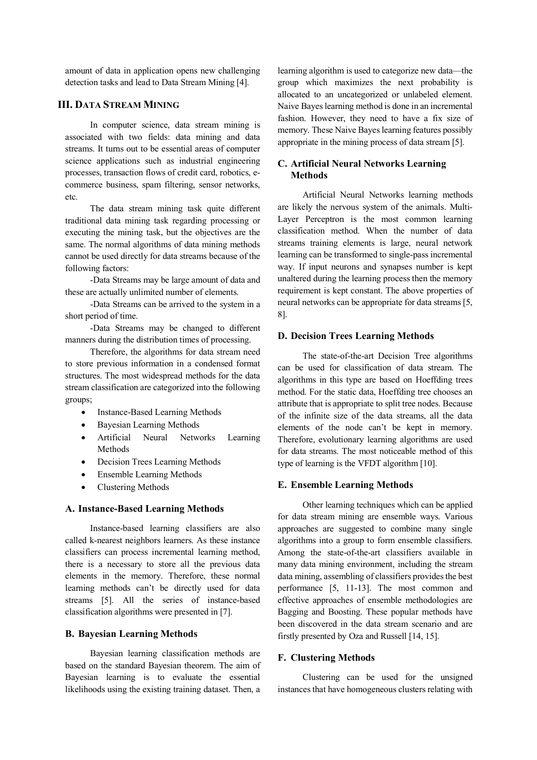amount of data in application opens new challenging detection tasks and lead to Data Stream Mining [4].

## III. DATA STREAM MINING

In computer science, data stream mining is associated with two fields: data mining and data streams. It turns out to be essential areas of computer science applications such as industrial engineering processes, transaction flows of credit card, robotics, e-commerce business, spam filtering, sensor networks, etc.

The data stream mining task quite different traditional data mining task regarding processing or executing the mining task, but the objectives are the same. The normal algorithms of data mining methods cannot be used directly for data streams because of the following factors:

-Data Streams may be large amount of data and these are actually unlimited number of elements.

-Data Streams can be arrived to the system in a short period of time.

-Data Streams may be changed to different manners during the distribution times of processing.

Therefore, the algorithms for data stream need to store previous information in a condensed format structures. The most widespread methods for the data stream classification are categorized into the following groups;

- Instance-Based Learning Methods
- Bayesian Learning Methods
- Artificial Neural Networks Learning Methods
- Decision Trees Learning Methods
- Ensemble Learning Methods
- Clustering Methods

### A. Instance-Based Learning Methods

Instance-based learning classifiers are also called k-nearest neighbors learners. As these instance classifiers can process incremental learning method, there is a necessary to store all the previous data elements in the memory. Therefore, these normal learning methods can't be directly used for data streams [5]. All the series of instance-based classification algorithms were presented in [7].

### B. Bayesian Learning Methods

Bayesian learning classification methods are based on the standard Bayesian theorem. The aim of Bayesian learning is to evaluate the essential likelihoods using the existing training dataset. Then, a learning algorithm is used to categorize new data—the group which maximizes the next probability is allocated to an uncategorized or unlabeled element. Naive Bayes learning method is done in an incremental fashion. However, they need to have a fix size of memory. These Naive Bayes learning features possibly appropriate in the mining process of data stream [5].

### C. Artificial Neural Networks Learning Methods

Artificial Neural Networks learning methods are likely the nervous system of the animals. Multi-Layer Perceptron is the most common learning classification method. When the number of data streams training elements is large, neural network learning can be transformed to single-pass incremental way. If input neurons and synapses number is kept unaltered during the learning process then the memory requirement is kept constant. The above properties of neural networks can be appropriate for data streams [5, 8].

### D. Decision Trees Learning Methods

The state-of-the-art Decision Tree algorithms can be used for classification of data stream. The algorithms in this type are based on Hoeffding trees method. For the static data, Hoeffding tree chooses an attribute that is appropriate to split tree nodes. Because of the infinite size of the data streams, all the data elements of the node can't be kept in memory. Therefore, evolutionary learning algorithms are used for data streams. The most noticeable method of this type of learning is the VFDT algorithm [10].

### E. Ensemble Learning Methods

Other learning techniques which can be applied for data stream mining are ensemble ways. Various approaches are suggested to combine many single algorithms into a group to form ensemble classifiers. Among the state-of-the-art classifiers available in many data mining environment, including the stream data mining, assembling of classifiers provides the best performance [5, 11-13]. The most common and effective approaches of ensemble methodologies are Bagging and Boosting. These popular methods have been discovered in the data stream scenario and are firstly presented by Oza and Russell [14, 15].

### F. Clustering Methods

Clustering can be used for the unsigned instances that have homogeneous clusters relating with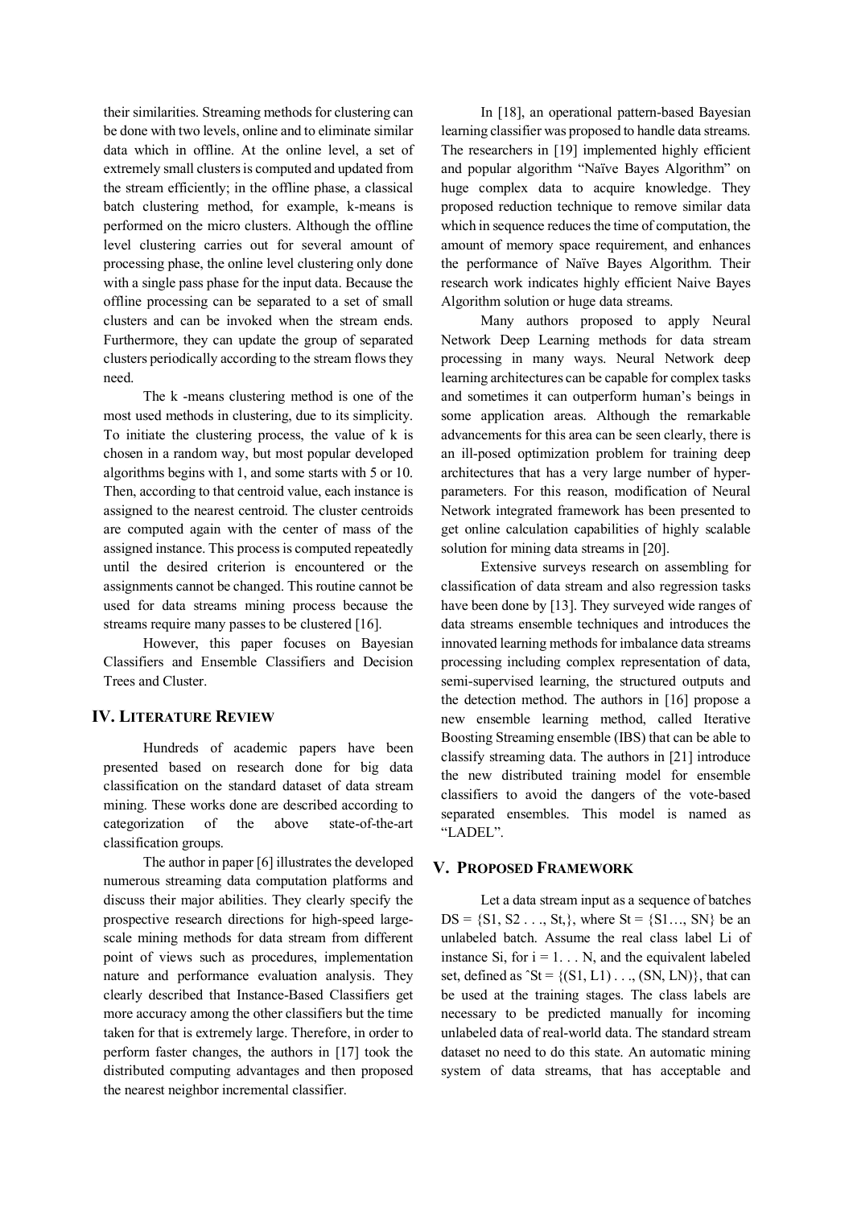their similarities. Streaming methods for clustering can be done with two levels, online and to eliminate similar data which in offline. At the online level, a set of extremely small clusters is computed and updated from the stream efficiently; in the offline phase, a classical batch clustering method, for example, k-means is performed on the micro clusters. Although the offline level clustering carries out for several amount of processing phase, the online level clustering only done with a single pass phase for the input data. Because the offline processing can be separated to a set of small clusters and can be invoked when the stream ends. Furthermore, they can update the group of separated clusters periodically according to the stream flows they need.

The k -means clustering method is one of the most used methods in clustering, due to its simplicity. To initiate the clustering process, the value of k is chosen in a random way, but most popular developed algorithms begins with 1, and some starts with 5 or 10. Then, according to that centroid value, each instance is assigned to the nearest centroid. The cluster centroids are computed again with the center of mass of the assigned instance. This process is computed repeatedly until the desired criterion is encountered or the assignments cannot be changed. This routine cannot be used for data streams mining process because the streams require many passes to be clustered [16].

However, this paper focuses on Bayesian Classifiers and Ensemble Classifiers and Decision Trees and Cluster.

## IV. Literature Review

Hundreds of academic papers have been presented based on research done for big data classification on the standard dataset of data stream mining. These works done are described according to categorization of the above state-of-the-art classification groups.

The author in paper [6] illustrates the developed numerous streaming data computation platforms and discuss their major abilities. They clearly specify the prospective research directions for high-speed large-scale mining methods for data stream from different point of views such as procedures, implementation nature and performance evaluation analysis. They clearly described that Instance-Based Classifiers get more accuracy among the other classifiers but the time taken for that is extremely large. Therefore, in order to perform faster changes, the authors in [17] took the distributed computing advantages and then proposed the nearest neighbor incremental classifier.

In [18], an operational pattern-based Bayesian learning classifier was proposed to handle data streams. The researchers in [19] implemented highly efficient and popular algorithm "Naïve Bayes Algorithm" on huge complex data to acquire knowledge. They proposed reduction technique to remove similar data which in sequence reduces the time of computation, the amount of memory space requirement, and enhances the performance of Naïve Bayes Algorithm. Their research work indicates highly efficient Naive Bayes Algorithm solution or huge data streams.

Many authors proposed to apply Neural Network Deep Learning methods for data stream processing in many ways. Neural Network deep learning architectures can be capable for complex tasks and sometimes it can outperform human's beings in some application areas. Although the remarkable advancements for this area can be seen clearly, there is an ill-posed optimization problem for training deep architectures that has a very large number of hyper-parameters. For this reason, modification of Neural Network integrated framework has been presented to get online calculation capabilities of highly scalable solution for mining data streams in [20].

Extensive surveys research on assembling for classification of data stream and also regression tasks have been done by [13]. They surveyed wide ranges of data streams ensemble techniques and introduces the innovated learning methods for imbalance data streams processing including complex representation of data, semi-supervised learning, the structured outputs and the detection method. The authors in [16] propose a new ensemble learning method, called Iterative Boosting Streaming ensemble (IBS) that can be able to classify streaming data. The authors in [21] introduce the new distributed training model for ensemble classifiers to avoid the dangers of the vote-based separated ensembles. This model is named as "LADEL".

## V. Proposed Framework

Let a data stream input as a sequence of batches DS = {S1, S2 . . ., St,}, where St = {S1…, SN} be an unlabeled batch. Assume the real class label Li of instance Si, for i = 1. . . N, and the equivalent labeled set, defined as ˆSt = {(S1, L1) . . ., (SN, LN)}, that can be used at the training stages. The class labels are necessary to be predicted manually for incoming unlabeled data of real-world data. The standard stream dataset no need to do this state. An automatic mining system of data streams, that has acceptable and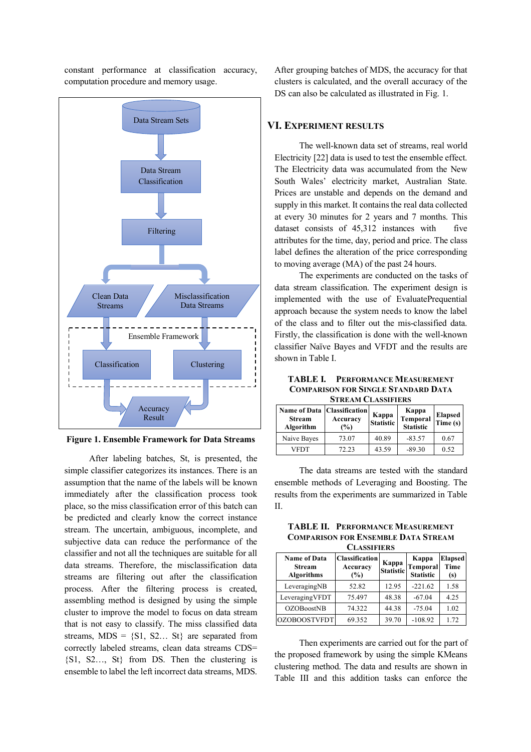constant performance at classification accuracy, computation procedure and memory usage.

**Figure 1. Ensemble Framework for Data Streams**

After labeling batches, St, is presented, the simple classifier categorizes its instances. There is an assumption that the name of the labels will be known immediately after the classification process took place, so the miss classification error of this batch can be predicted and clearly know the correct instance stream. The uncertain, ambiguous, incomplete, and subjective data can reduce the performance of the classifier and not all the techniques are suitable for all data streams. Therefore, the misclassification data streams are filtering out after the classification process. After the filtering process is created, assembling method is designed by using the simple cluster to improve the model to focus on data stream that is not easy to classify. The miss classified data streams, MDS = {S1, S2… St} are separated from correctly labeled streams, clean data streams CDS= {S1, S2…, St} from DS. Then the clustering is ensemble to label the left incorrect data streams, MDS. After grouping batches of MDS, the accuracy for that clusters is calculated, and the overall accuracy of the DS can also be calculated as illustrated in Fig. 1.

## VI. Experiment Results

The well-known data set of streams, real world Electricity [22] data is used to test the ensemble effect. The Electricity data was accumulated from the New South Wales' electricity market, Australian State. Prices are unstable and depends on the demand and supply in this market. It contains the real data collected at every 30 minutes for 2 years and 7 months. This dataset consists of 45,312 instances with five attributes for the time, day, period and price. The class label defines the alteration of the price corresponding to moving average (MA) of the past 24 hours.

The experiments are conducted on the tasks of data stream classification. The experiment design is implemented with the use of EvaluatePrequential approach because the system needs to know the label of the class and to filter out the mis-classified data. Firstly, the classification is done with the well-known classifier Naïve Bayes and VFDT and the results are shown in Table I.

**TABLE I. Performance Measurement Comparison for Single Standard Data Stream Classifiers**

| Name of Data Stream Algorithm | Classification Accuracy (%) | Kappa Statistic | Kappa Temporal Statistic | Elapsed Time (s) |
|---|---|---|---|---|
| Naive Bayes | 73.07 | 40.89 | -83.57 | 0.67 |
| VFDT | 72.23 | 43.59 | -89.30 | 0.52 |

The data streams are tested with the standard ensemble methods of Leveraging and Boosting. The results from the experiments are summarized in Table II.

**TABLE II. Performance Measurement Comparison for Ensemble Data Stream Classifiers**

| Name of Data Stream Algorithms | Classification Accuracy (%) | Kappa Statistic | Kappa Temporal Statistic | Elapsed Time (s) |
|---|---|---|---|---|
| LeveragingNB | 52.82 | 12.95 | -221.62 | 1.58 |
| LeveragingVFDT | 75.497 | 48.38 | -67.04 | 4.25 |
| OZOBoostNB | 74.322 | 44.38 | -75.04 | 1.02 |
| OZOBOOSTVFDT | 69.352 | 39.70 | -108.92 | 1.72 |

Then experiments are carried out for the part of the proposed framework by using the simple KMeans clustering method. The data and results are shown in Table III and this addition tasks can enforce the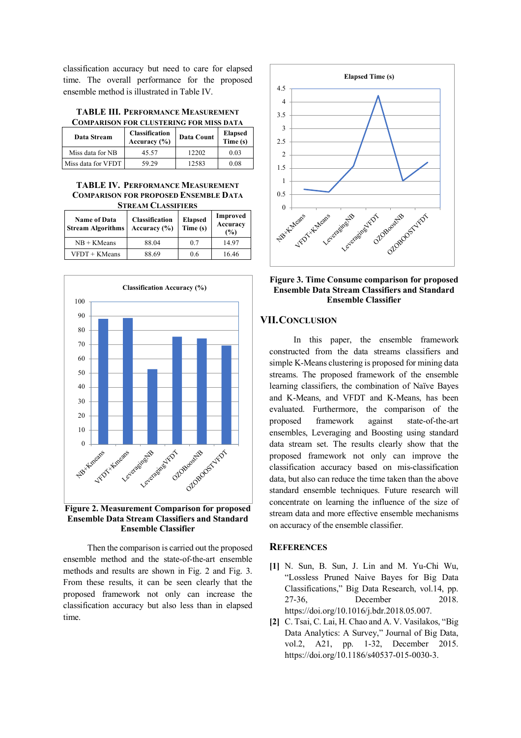classification accuracy but need to care for elapsed time. The overall performance for the proposed ensemble method is illustrated in Table IV.

TABLE III. PERFORMANCE MEASUREMENT COMPARISON FOR CLUSTERING FOR MISS DATA

| Data Stream | Classification Accuracy (%) | Data Count | Elapsed Time (s) |
|---|---|---|---|
| Miss data for NB | 45.57 | 12202 | 0.03 |
| Miss data for VFDT | 59.29 | 12583 | 0.08 |

TABLE IV. PERFORMANCE MEASUREMENT COMPARISON FOR PROPOSED ENSEMBLE DATA STREAM CLASSIFIERS

| Name of Data Stream Algorithms | Classification Accuracy (%) | Elapsed Time (s) | Improved Accuracy (%) |
|---|---|---|---|
| NB + KMeans | 88.04 | 0.7 | 14.97 |
| VFDT + KMeans | 88.69 | 0.6 | 16.46 |

Figure 2. Measurement Comparison for proposed Ensemble Data Stream Classifiers and Standard Ensemble Classifier

Then the comparison is carried out the proposed ensemble method and the state-of-the-art ensemble methods and results are shown in Fig. 2 and Fig. 3. From these results, it can be seen clearly that the proposed framework not only can increase the classification accuracy but also less than in elapsed time.

Figure 3. Time Consume comparison for proposed Ensemble Data Stream Classifiers and Standard Ensemble Classifier

## VII. CONCLUSION

In this paper, the ensemble framework constructed from the data streams classifiers and simple K-Means clustering is proposed for mining data streams. The proposed framework of the ensemble learning classifiers, the combination of Naïve Bayes and K-Means, and VFDT and K-Means, has been evaluated. Furthermore, the comparison of the proposed framework against state-of-the-art ensembles, Leveraging and Boosting using standard data stream set. The results clearly show that the proposed framework not only can improve the classification accuracy based on mis-classification data, but also can reduce the time taken than the above standard ensemble techniques. Future research will concentrate on learning the influence of the size of stream data and more effective ensemble mechanisms on accuracy of the ensemble classifier.

## REFERENCES

[1] N. Sun, B. Sun, J. Lin and M. Yu-Chi Wu, "Lossless Pruned Naive Bayes for Big Data Classifications," Big Data Research, vol.14, pp. 27-36, December 2018. https://doi.org/10.1016/j.bdr.2018.05.007.

[2] C. Tsai, C. Lai, H. Chao and A. V. Vasilakos, "Big Data Analytics: A Survey," Journal of Big Data, vol.2, A21, pp. 1-32, December 2015. https://doi.org/10.1186/s40537-015-0030-3.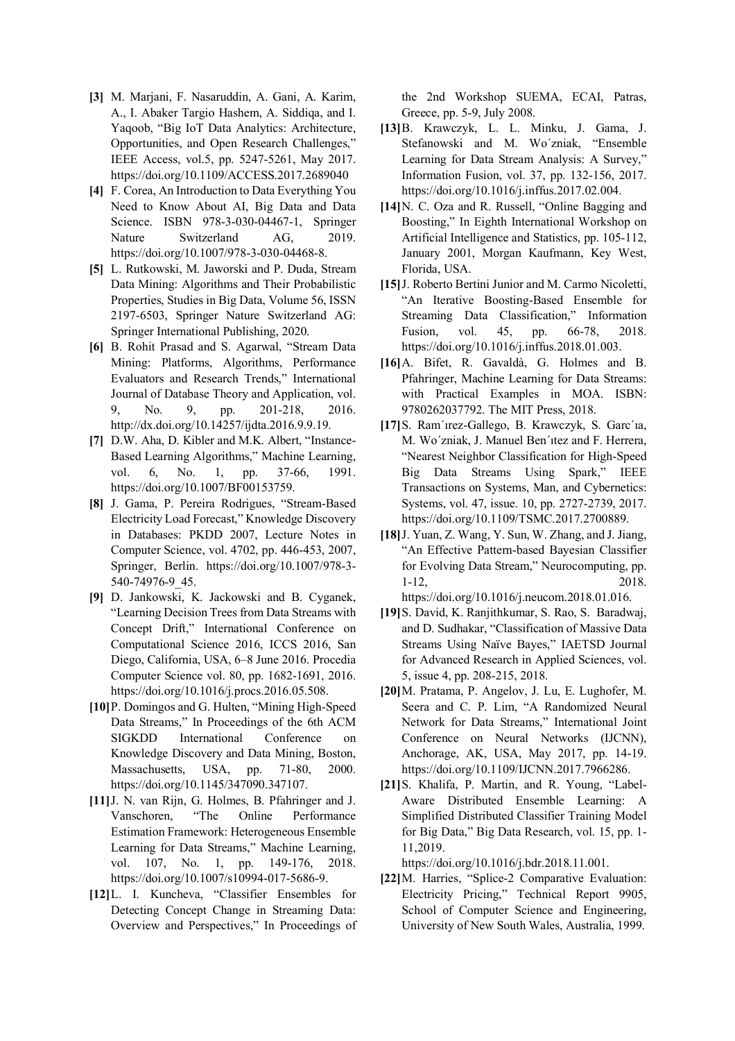- **[3]** M. Marjani, F. Nasaruddin, A. Gani, A. Karim, A., I. Abaker Targio Hashem, A. Siddiqa, and I. Yaqoob, "Big IoT Data Analytics: Architecture, Opportunities, and Open Research Challenges," IEEE Access, vol.5, pp. 5247-5261, May 2017. https://doi.org/10.1109/ACCESS.2017.2689040
- **[4]** F. Corea, An Introduction to Data Everything You Need to Know About AI, Big Data and Data Science. ISBN 978-3-030-04467-1, Springer Nature Switzerland AG, 2019. https://doi.org/10.1007/978-3-030-04468-8.
- **[5]** L. Rutkowski, M. Jaworski and P. Duda, Stream Data Mining: Algorithms and Their Probabilistic Properties, Studies in Big Data, Volume 56, ISSN 2197-6503, Springer Nature Switzerland AG: Springer International Publishing, 2020.
- **[6]** B. Rohit Prasad and S. Agarwal, "Stream Data Mining: Platforms, Algorithms, Performance Evaluators and Research Trends," International Journal of Database Theory and Application, vol. 9, No. 9, pp. 201-218, 2016. http://dx.doi.org/10.14257/ijdta.2016.9.9.19.
- **[7]** D.W. Aha, D. Kibler and M.K. Albert, "Instance-Based Learning Algorithms," Machine Learning, vol. 6, No. 1, pp. 37-66, 1991. https://doi.org/10.1007/BF00153759.
- **[8]** J. Gama, P. Pereira Rodrigues, "Stream-Based Electricity Load Forecast," Knowledge Discovery in Databases: PKDD 2007, Lecture Notes in Computer Science, vol. 4702, pp. 446-453, 2007, Springer, Berlin. https://doi.org/10.1007/978-3-540-74976-9_45.
- **[9]** D. Jankowski, K. Jackowski and B. Cyganek, "Learning Decision Trees from Data Streams with Concept Drift," International Conference on Computational Science 2016, ICCS 2016, San Diego, California, USA, 6–8 June 2016. Procedia Computer Science vol. 80, pp. 1682-1691, 2016. https://doi.org/10.1016/j.procs.2016.05.508.
- **[10]** P. Domingos and G. Hulten, "Mining High-Speed Data Streams," In Proceedings of the 6th ACM SIGKDD International Conference on Knowledge Discovery and Data Mining, Boston, Massachusetts, USA, pp. 71-80, 2000. https://doi.org/10.1145/347090.347107.
- **[11]** J. N. van Rijn, G. Holmes, B. Pfahringer and J. Vanschoren, "The Online Performance Estimation Framework: Heterogeneous Ensemble Learning for Data Streams," Machine Learning, vol. 107, No. 1, pp. 149-176, 2018. https://doi.org/10.1007/s10994-017-5686-9.
- **[12]** L. I. Kuncheva, "Classifier Ensembles for Detecting Concept Change in Streaming Data: Overview and Perspectives," In Proceedings of the 2nd Workshop SUEMA, ECAI, Patras, Greece, pp. 5-9, July 2008.
- **[13]** B. Krawczyk, L. L. Minku, J. Gama, J. Stefanowski and M. Wo´zniak, "Ensemble Learning for Data Stream Analysis: A Survey," Information Fusion, vol. 37, pp. 132-156, 2017. https://doi.org/10.1016/j.inffus.2017.02.004.
- **[14]** N. C. Oza and R. Russell, "Online Bagging and Boosting," In Eighth International Workshop on Artificial Intelligence and Statistics, pp. 105-112, January 2001, Morgan Kaufmann, Key West, Florida, USA.
- **[15]** J. Roberto Bertini Junior and M. Carmo Nicoletti, "An Iterative Boosting-Based Ensemble for Streaming Data Classification," Information Fusion, vol. 45, pp. 66-78, 2018. https://doi.org/10.1016/j.inffus.2018.01.003.
- **[16]** A. Bifet, R. Gavaldà, G. Holmes and B. Pfahringer, Machine Learning for Data Streams: with Practical Examples in MOA. ISBN: 9780262037792. The MIT Press, 2018.
- **[17]** S. Ram´ırez-Gallego, B. Krawczyk, S. Garc´ıa, M. Wo´zniak, J. Manuel Ben´ıtez and F. Herrera, "Nearest Neighbor Classification for High-Speed Big Data Streams Using Spark," IEEE Transactions on Systems, Man, and Cybernetics: Systems, vol. 47, issue. 10, pp. 2727-2739, 2017. https://doi.org/10.1109/TSMC.2017.2700889.
- **[18]** J. Yuan, Z. Wang, Y. Sun, W. Zhang, and J. Jiang, "An Effective Pattern-based Bayesian Classifier for Evolving Data Stream," Neurocomputing, pp. 1-12, 2018. https://doi.org/10.1016/j.neucom.2018.01.016.
- **[19]** S. David, K. Ranjithkumar, S. Rao, S. Baradwaj, and D. Sudhakar, "Classification of Massive Data Streams Using Naïve Bayes," IAETSD Journal for Advanced Research in Applied Sciences, vol. 5, issue 4, pp. 208-215, 2018.
- **[20]** M. Pratama, P. Angelov, J. Lu, E. Lughofer, M. Seera and C. P. Lim, "A Randomized Neural Network for Data Streams," International Joint Conference on Neural Networks (IJCNN), Anchorage, AK, USA, May 2017, pp. 14-19. https://doi.org/10.1109/IJCNN.2017.7966286.
- **[21]** S. Khalifa, P. Martin, and R. Young, "Label-Aware Distributed Ensemble Learning: A Simplified Distributed Classifier Training Model for Big Data," Big Data Research, vol. 15, pp. 1-11,2019. https://doi.org/10.1016/j.bdr.2018.11.001.
- **[22]** M. Harries, "Splice-2 Comparative Evaluation: Electricity Pricing," Technical Report 9905, School of Computer Science and Engineering, University of New South Wales, Australia, 1999.